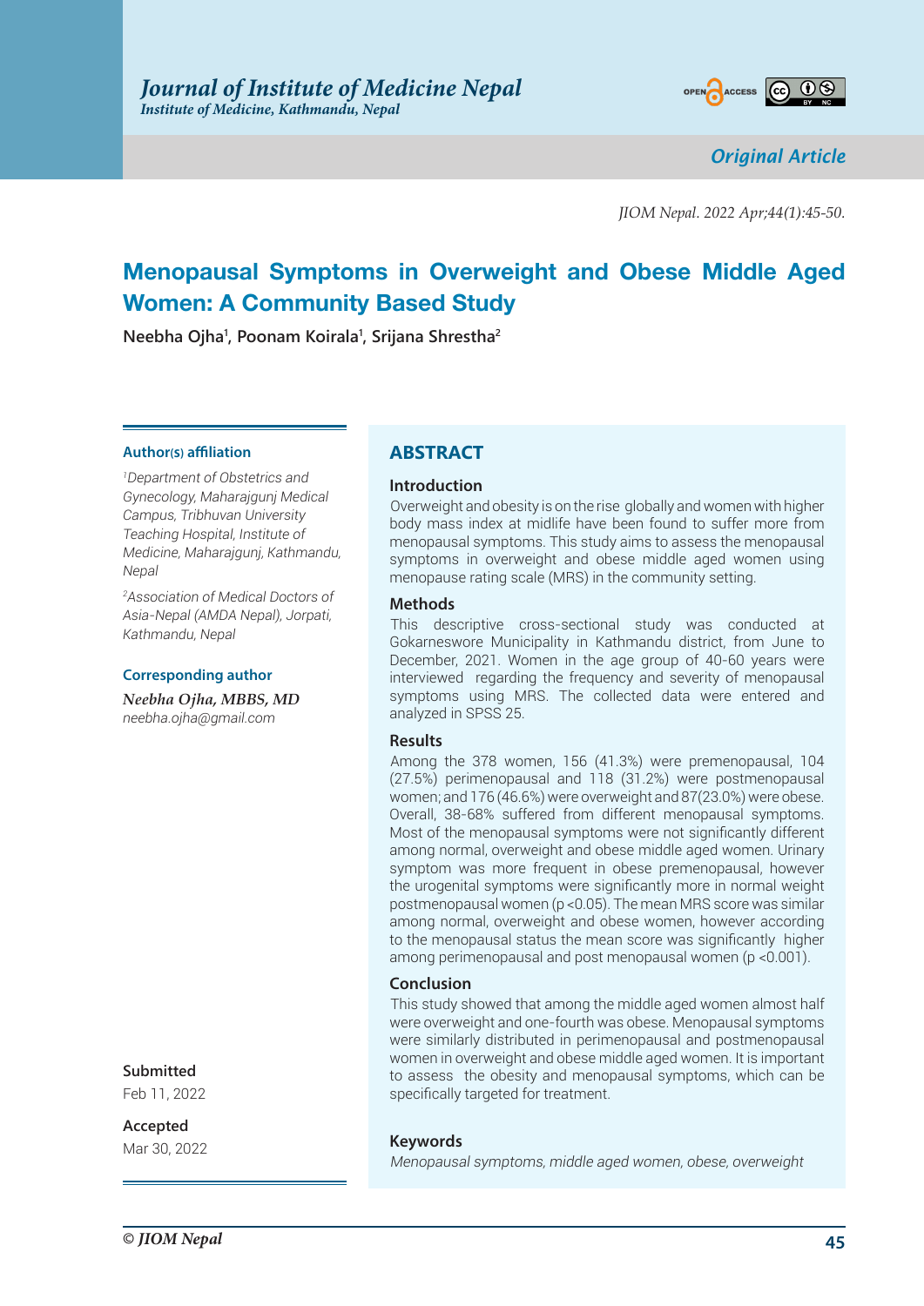Original Article

# Menopausal Symptoms in Overweight and Obese Middle Aged Women: A Community Based Study

**Neebha Ojha[1], Poonam Koirala[1], Srijana Shrestha[2]**

**Author(s) affiliation**

[1]*Department of Obstetrics and Gynecology, Maharajgunj Medical Campus, Tribhuvan University Teaching Hospital, Institute of Medicine, Maharajgunj, Kathmandu, Nepal*

[2]*Association of Medical Doctors of Asia-Nepal (AMDA Nepal), Jorpati, Kathmandu, Nepal*

**Corresponding author**

***Neebha Ojha, MBBS, MD***
*neebha.ojha@gmail.com*

**Submitted**
Feb 11, 2022

**Accepted**
Mar 30, 2022

## ABSTRACT

### Introduction

Overweight and obesity is on the rise globally and women with higher body mass index at midlife have been found to suffer more from menopausal symptoms. This study aims to assess the menopausal symptoms in overweight and obese middle aged women using menopause rating scale (MRS) in the community setting.

### Methods

This descriptive cross-sectional study was conducted at Gokarneswore Municipality in Kathmandu district, from June to December, 2021. Women in the age group of 40-60 years were interviewed regarding the frequency and severity of menopausal symptoms using MRS. The collected data were entered and analyzed in SPSS 25.

### Results

Among the 378 women, 156 (41.3%) were premenopausal, 104 (27.5%) perimenopausal and 118 (31.2%) were postmenopausal women; and 176 (46.6%) were overweight and 87(23.0%) were obese. Overall, 38-68% suffered from different menopausal symptoms. Most of the menopausal symptoms were not significantly different among normal, overweight and obese middle aged women. Urinary symptom was more frequent in obese premenopausal, however the urogenital symptoms were significantly more in normal weight postmenopausal women ($p < 0.05$). The mean MRS score was similar among normal, overweight and obese women, however according to the menopausal status the mean score was significantly higher among perimenopausal and post menopausal women ($p < 0.001$).

### Conclusion

This study showed that among the middle aged women almost half were overweight and one-fourth was obese. Menopausal symptoms were similarly distributed in perimenopausal and postmenopausal women in overweight and obese middle aged women. It is important to assess the obesity and menopausal symptoms, which can be specifically targeted for treatment.

### Keywords

*Menopausal symptoms, middle aged women, obese, overweight*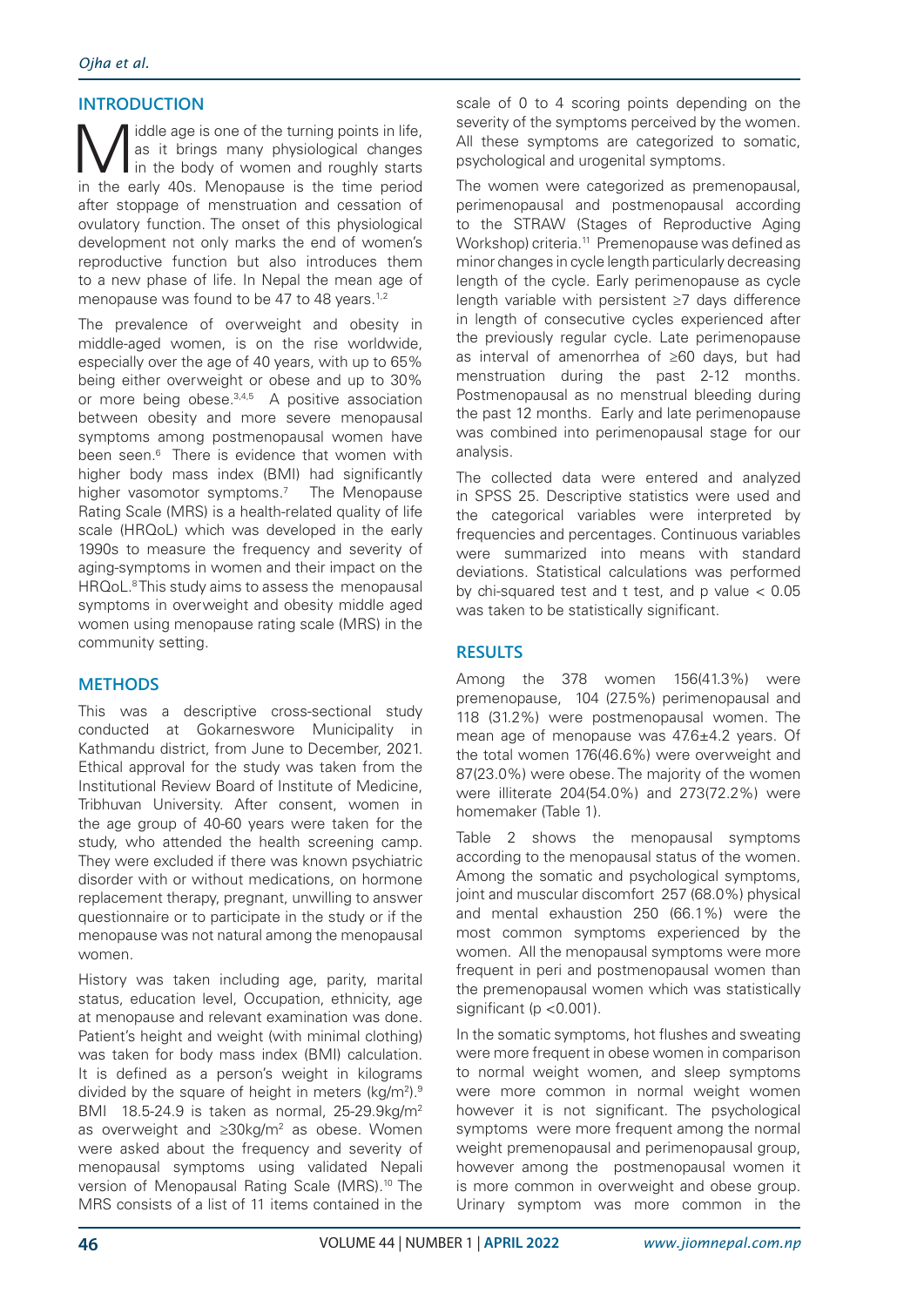## INTRODUCTION

Middle age is one of the turning points in life, as it brings many physiological changes in the body of women and roughly starts in the early 40s. Menopause is the time period after stoppage of menstruation and cessation of ovulatory function. The onset of this physiological development not only marks the end of women's reproductive function but also introduces them to a new phase of life. In Nepal the mean age of menopause was found to be 47 to 48 years.[1,2]

The prevalence of overweight and obesity in middle-aged women, is on the rise worldwide, especially over the age of 40 years, with up to 65% being either overweight or obese and up to 30% or more being obese.[3,4,5] A positive association between obesity and more severe menopausal symptoms among postmenopausal women have been seen.[6] There is evidence that women with higher body mass index (BMI) had significantly higher vasomotor symptoms.[7] The Menopause Rating Scale (MRS) is a health-related quality of life scale (HRQoL) which was developed in the early 1990s to measure the frequency and severity of aging-symptoms in women and their impact on the HRQoL.[8] This study aims to assess the menopausal symptoms in overweight and obesity middle aged women using menopause rating scale (MRS) in the community setting.

## METHODS

This was a descriptive cross-sectional study conducted at Gokarneswore Municipality in Kathmandu district, from June to December, 2021. Ethical approval for the study was taken from the Institutional Review Board of Institute of Medicine, Tribhuvan University. After consent, women in the age group of 40-60 years were taken for the study, who attended the health screening camp. They were excluded if there was known psychiatric disorder with or without medications, on hormone replacement therapy, pregnant, unwilling to answer questionnaire or to participate in the study or if the menopause was not natural among the menopausal women.

History was taken including age, parity, marital status, education level, Occupation, ethnicity, age at menopause and relevant examination was done. Patient's height and weight (with minimal clothing) was taken for body mass index (BMI) calculation. It is defined as a person's weight in kilograms divided by the square of height in meters ($kg/m^2$).[9] BMI 18.5-24.9 is taken as normal, 25-29.9$kg/m^2$ as overweight and $\geq 30 kg/m^2$ as obese. Women were asked about the frequency and severity of menopausal symptoms using validated Nepali version of Menopausal Rating Scale (MRS).[10] The MRS consists of a list of 11 items contained in the scale of 0 to 4 scoring points depending on the severity of the symptoms perceived by the women. All these symptoms are categorized to somatic, psychological and urogenital symptoms.

The women were categorized as premenopausal, perimenopausal and postmenopausal according to the STRAW (Stages of Reproductive Aging Workshop) criteria.[11] Premenopause was defined as minor changes in cycle length particularly decreasing length of the cycle. Early perimenopause as cycle length variable with persistent ≥7 days difference in length of consecutive cycles experienced after the previously regular cycle. Late perimenopause as interval of amenorrhea of ≥60 days, but had menstruation during the past 2-12 months. Postmenopausal as no menstrual bleeding during the past 12 months. Early and late perimenopause was combined into perimenopausal stage for our analysis.

The collected data were entered and analyzed in SPSS 25. Descriptive statistics were used and the categorical variables were interpreted by frequencies and percentages. Continuous variables were summarized into means with standard deviations. Statistical calculations was performed by chi-squared test and t test, and p value $< 0.05$ was taken to be statistically significant.

## RESULTS

Among the 378 women 156(41.3%) were premenopause, 104 (27.5%) perimenopausal and 118 (31.2%) were postmenopausal women. The mean age of menopause was 47.6±4.2 years. Of the total women 176(46.6%) were overweight and 87(23.0%) were obese. The majority of the women were illiterate 204(54.0%) and 273(72.2%) were homemaker (Table 1).

Table 2 shows the menopausal symptoms according to the menopausal status of the women. Among the somatic and psychological symptoms, joint and muscular discomfort 257 (68.0%) physical and mental exhaustion 250 (66.1%) were the most common symptoms experienced by the women. All the menopausal symptoms were more frequent in peri and postmenopausal women than the premenopausal women which was statistically significant ($p < 0.001$).

In the somatic symptoms, hot flushes and sweating were more frequent in obese women in comparison to normal weight women, and sleep symptoms were more common in normal weight women however it is not significant. The psychological symptoms were more frequent among the normal weight premenopausal and perimenopausal group, however among the postmenopausal women it is more common in overweight and obese group. Urinary symptom was more common in the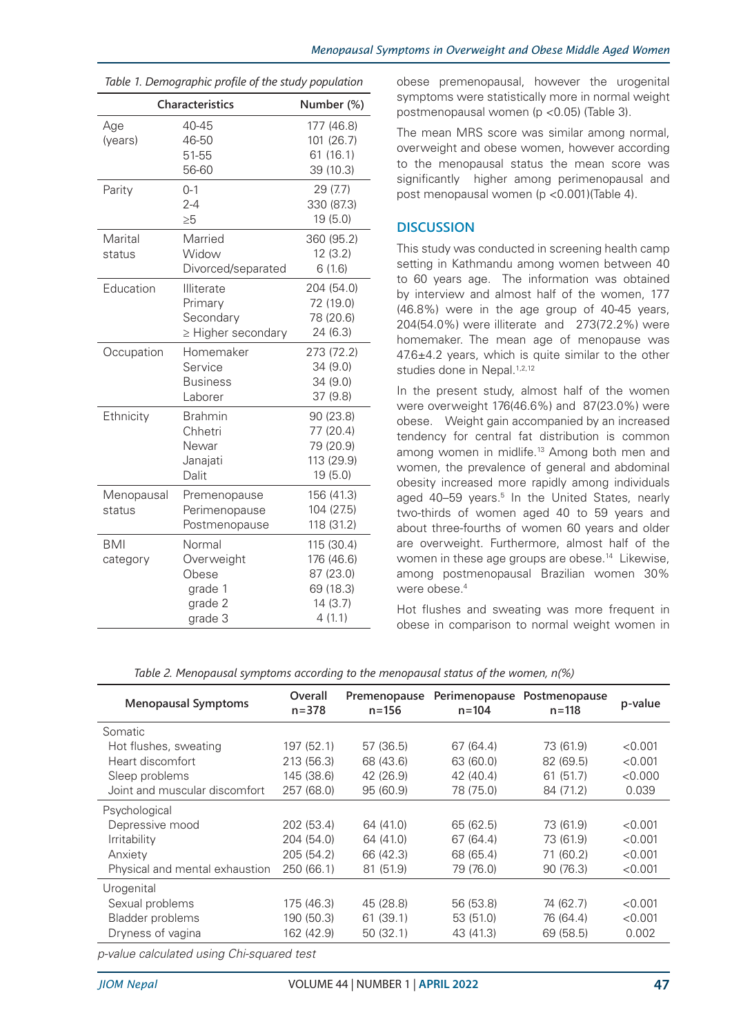*Table 1. Demographic profile of the study population*

| Characteristics | | Number (%) |
|---|---|---|
| Age (years) | 40-45 | 177 (46.8) |
| | 46-50 | 101 (26.7) |
| | 51-55 | 61 (16.1) |
| | 56-60 | 39 (10.3) |
| Parity | 0-1 | 29 (7.7) |
| | 2-4 | 330 (87.3) |
| | ≥5 | 19 (5.0) |
| Marital status | Married | 360 (95.2) |
| | Widow | 12 (3.2) |
| | Divorced/separated | 6 (1.6) |
| Education | Illiterate | 204 (54.0) |
| | Primary | 72 (19.0) |
| | Secondary | 78 (20.6) |
| | ≥ Higher secondary | 24 (6.3) |
| Occupation | Homemaker | 273 (72.2) |
| | Service | 34 (9.0) |
| | Business | 34 (9.0) |
| | Laborer | 37 (9.8) |
| Ethnicity | Brahmin | 90 (23.8) |
| | Chhetri | 77 (20.4) |
| | Newar | 79 (20.9) |
| | Janajati | 113 (29.9) |
| | Dalit | 19 (5.0) |
| Menopausal status | Premenopause | 156 (41.3) |
| | Perimenopause | 104 (27.5) |
| | Postmenopause | 118 (31.2) |
| BMI category | Normal | 115 (30.4) |
| | Overweight | 176 (46.6) |
| | Obese | 87 (23.0) |
| | grade 1 | 69 (18.3) |
| | grade 2 | 14 (3.7) |
| | grade 3 | 4 (1.1) |

obese premenopausal, however the urogenital symptoms were statistically more in normal weight postmenopausal women (p <0.05) (Table 3).

The mean MRS score was similar among normal, overweight and obese women, however according to the menopausal status the mean score was significantly higher among perimenopausal and post menopausal women (p <0.001)(Table 4).

## DISCUSSION

This study was conducted in screening health camp setting in Kathmandu among women between 40 to 60 years age. The information was obtained by interview and almost half of the women, 177 (46.8%) were in the age group of 40-45 years, 204(54.0%) were illiterate and 273(72.2%) were homemaker. The mean age of menopause was 47.6±4.2 years, which is quite similar to the other studies done in Nepal.[1,2,12]

In the present study, almost half of the women were overweight 176(46.6%) and 87(23.0%) were obese. Weight gain accompanied by an increased tendency for central fat distribution is common among women in midlife.[13] Among both men and women, the prevalence of general and abdominal obesity increased more rapidly among individuals aged 40–59 years.[5] In the United States, nearly two-thirds of women aged 40 to 59 years and about three-fourths of women 60 years and older are overweight. Furthermore, almost half of the women in these age groups are obese.[14] Likewise, among postmenopausal Brazilian women 30% were obese.[4]

Hot flushes and sweating was more frequent in obese in comparison to normal weight women in

*Table 2. Menopausal symptoms according to the menopausal status of the women, n(%)*

| Menopausal Symptoms | Overall n=378 | Premenopause n=156 | Perimenopause n=104 | Postmenopause n=118 | p-value |
|---|---|---|---|---|---|
| Somatic | | | | | |
| Hot flushes, sweating | 197 (52.1) | 57 (36.5) | 67 (64.4) | 73 (61.9) | <0.001 |
| Heart discomfort | 213 (56.3) | 68 (43.6) | 63 (60.0) | 82 (69.5) | <0.001 |
| Sleep problems | 145 (38.6) | 42 (26.9) | 42 (40.4) | 61 (51.7) | <0.000 |
| Joint and muscular discomfort | 257 (68.0) | 95 (60.9) | 78 (75.0) | 84 (71.2) | 0.039 |
| Psychological | | | | | |
| Depressive mood | 202 (53.4) | 64 (41.0) | 65 (62.5) | 73 (61.9) | <0.001 |
| Irritability | 204 (54.0) | 64 (41.0) | 67 (64.4) | 73 (61.9) | <0.001 |
| Anxiety | 205 (54.2) | 66 (42.3) | 68 (65.4) | 71 (60.2) | <0.001 |
| Physical and mental exhaustion | 250 (66.1) | 81 (51.9) | 79 (76.0) | 90 (76.3) | <0.001 |
| Urogenital | | | | | |
| Sexual problems | 175 (46.3) | 45 (28.8) | 56 (53.8) | 74 (62.7) | <0.001 |
| Bladder problems | 190 (50.3) | 61 (39.1) | 53 (51.0) | 76 (64.4) | <0.001 |
| Dryness of vagina | 162 (42.9) | 50 (32.1) | 43 (41.3) | 69 (58.5) | 0.002 |

*p-value calculated using Chi-squared test*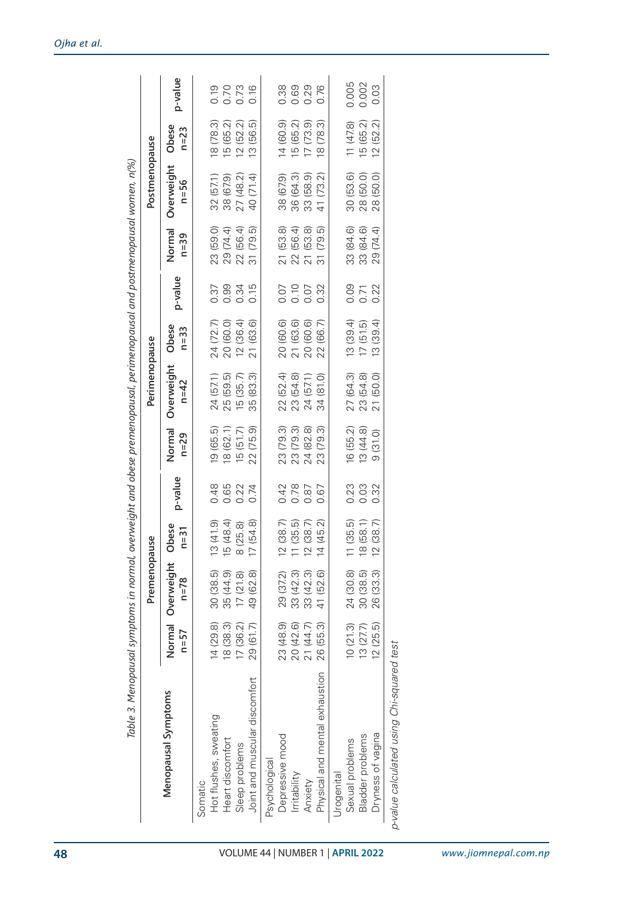Table 3. Menopausal symptoms in normal, overweight and obese premenopausal, perimenopausal and postmenopausal women, n(%)

| Menopausal Symptoms | Premenopause | | | | Perimenopause | | | | Postmenopause | | | |
|---|---|---|---|---|---|---|---|---|---|---|---|---|
| | Normal n=57 | Overweight n=78 | Obese n=31 | p-value | Normal n=29 | Overweight n=42 | Obese n=33 | p-value | Normal n=39 | Overweight n=56 | Obese n=23 | p-value |
| Somatic | | | | | | | | | | | | |
| Hot flushes, sweating | 14 (29.8) | 30 (38.5) | 13 (41.9) | 0.48 | 19 (65.5) | 24 (57.1) | 24 (72.7) | 0.37 | 23 (59.0) | 32 (57.1) | 18 (78.3) | 0.19 |
| Heart discomfort | 18 (38.3) | 35 (44.9) | 15 (48.4) | 0.65 | 18 (62.1) | 25 (59.5) | 20 (60.0) | 0.99 | 29 (74.4) | 38 (67.9) | 15 (65.2) | 0.70 |
| Sleep problems | 17 (36.2) | 17 (21.8) | 8 (25.8) | 0.22 | 15 (51.7) | 15 (35.7) | 12 (36.4) | 0.34 | 22 (56.4) | 27 (48.2) | 12 (52.2) | 0.73 |
| Joint and muscular discomfort | 29 (61.7) | 49 (62.8) | 17 (54.8) | 0.74 | 22 (75.9) | 35 (83.3) | 21 (63.6) | 0.15 | 31 (79.5) | 40 (71.4) | 13 (56.5) | 0.16 |
| Psychological | | | | | | | | | | | | |
| Depressive mood | 23 (48.9) | 29 (37.2) | 12 (38.7) | 0.42 | 23 (79.3) | 22 (52.4) | 20 (60.6) | 0.07 | 21 (53.8) | 38 (67.9) | 14 (60.9) | 0.38 |
| Irritability | 20 (42.6) | 33 (42.3) | 11 (35.5) | 0.78 | 23 (79.3) | 23 (54.8) | 21 (63.6) | 0.10 | 22 (56.4) | 36 (64.3) | 15 (65.2) | 0.69 |
| Anxiety | 21 (44.7) | 33 (42.3) | 12 (38.7) | 0.87 | 24 (82.8) | 24 (57.1) | 20 (60.6) | 0.07 | 21 (53.8) | 33 (58.9) | 17 (73.9) | 0.29 |
| Physical and mental exhaustion | 26 (55.3) | 41 (52.6) | 14 (45.2) | 0.67 | 23 (79.3) | 34 (81.0) | 22 (66.7) | 0.32 | 31 (79.5) | 41 (73.2) | 18 (78.3) | 0.76 |
| Urogenital | | | | | | | | | | | | |
| Sexual problems | 10 (21.3) | 24 (30.8) | 11 (35.5) | 0.23 | 16 (55.2) | 27 (64.3) | 13 (39.4) | 0.09 | 33 (84.6) | 30 (53.6) | 11 (47.8) | 0.005 |
| Bladder problems | 13 (27.7) | 30 (38.5) | 18 (58.1) | 0.03 | 13 (44.8) | 23 (54.8) | 17 (51.5) | 0.71 | 33 (84.6) | 28 (50.0) | 15 (65.2) | 0.002 |
| Dryness of vagina | 12 (25.5) | 26 (33.3) | 12 (38.7) | 0.32 | 9 (31.0) | 21 (50.0) | 13 (39.4) | 0.22 | 29 (74.4) | 28 (50.0) | 12 (52.2) | 0.03 |

*p-value calculated using Chi-squared test*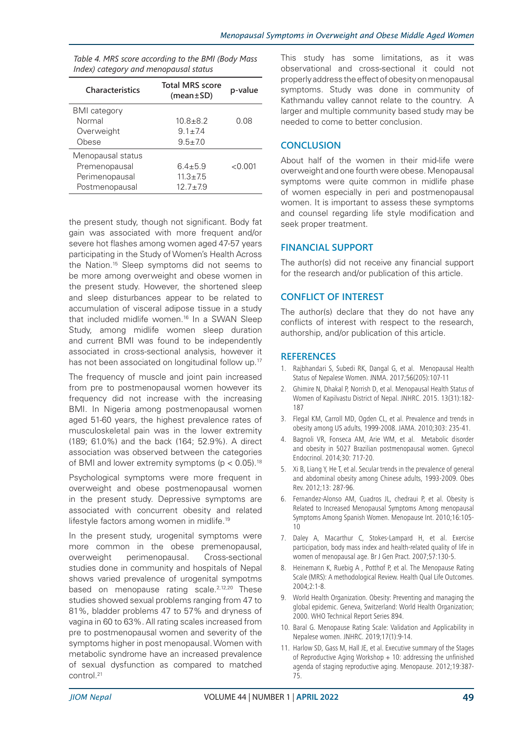*Table 4. MRS score according to the BMI (Body Mass Index) category and menopausal status*

| Characteristics | Total MRS score (mean±SD) | p-value |
|---|---|---|
| BMI category | | |
| Normal | 10.8±8.2 | 0.08 |
| Overweight | 9.1±7.4 | |
| Obese | 9.5±7.0 | |
| Menopausal status | | |
| Premenopausal | 6.4±5.9 | <0.001 |
| Perimenopausal | 11.3±7.5 | |
| Postmenopausal | 12.7±7.9 | |

the present study, though not significant. Body fat gain was associated with more frequent and/or severe hot flashes among women aged 47-57 years participating in the Study of Women's Health Across the Nation.[15] Sleep symptoms did not seems to be more among overweight and obese women in the present study. However, the shortened sleep and sleep disturbances appear to be related to accumulation of visceral adipose tissue in a study that included midlife women.[16] In a SWAN Sleep Study, among midlife women sleep duration and current BMI was found to be independently associated in cross-sectional analysis, however it has not been associated on longitudinal follow up.[17]

The frequency of muscle and joint pain increased from pre to postmenopausal women however its frequency did not increase with the increasing BMI. In Nigeria among postmenopausal women aged 51-60 years, the highest prevalence rates of musculoskeletal pain was in the lower extremity (189; 61.0%) and the back (164; 52.9%). A direct association was observed between the categories of BMI and lower extremity symptoms ($p < 0.05$).[18]

Psychological symptoms were more frequent in overweight and obese postmenopausal women in the present study. Depressive symptoms are associated with concurrent obesity and related lifestyle factors among women in midlife.[19]

In the present study, urogenital symptoms were more common in the obese premenopausal, overweight perimenopausal. Cross-sectional studies done in community and hospitals of Nepal shows varied prevalence of urogenital sympotms based on menopause rating scale.[2,12,20] These studies showed sexual problems ranging from 47 to 81%, bladder problems 47 to 57% and dryness of vagina in 60 to 63%. All rating scales increased from pre to postmenopausal women and severity of the symptoms higher in post menopausal. Women with metabolic syndrome have an increased prevalence of sexual dysfunction as compared to matched control.[21]

This study has some limitations, as it was observational and cross-sectional it could not properly address the effect of obesity on menopausal symptoms. Study was done in community of Kathmandu valley cannot relate to the country. A larger and multiple community based study may be needed to come to better conclusion.

## CONCLUSION

About half of the women in their mid-life were overweight and one fourth were obese. Menopausal symptoms were quite common in midlife phase of women especially in peri and postmenopausal women. It is important to assess these symptoms and counsel regarding life style modification and seek proper treatment.

## FINANCIAL SUPPORT

The author(s) did not receive any financial support for the research and/or publication of this article.

## CONFLICT OF INTEREST

The author(s) declare that they do not have any conflicts of interest with respect to the research, authorship, and/or publication of this article.

## REFERENCES

1. Rajbhandari S, Subedi RK, Dangal G, et al. Menopausal Health Status of Nepalese Women. JNMA. 2017;56(205):107-11
2. Ghimire N, Dhakal P, Norrish D, et al. Menopausal Health Status of Women of Kapilvastu District of Nepal. JNHRC. 2015. 13(31):182-187
3. Flegal KM, Carroll MD, Ogden CL, et al. Prevalence and trends in obesity among US adults, 1999-2008. JAMA. 2010;303: 235-41.
4. Bagnoli VR, Fonseca AM, Arie WM, et al. Metabolic disorder and obesity in 5027 Brazilian postmenopausal women. Gynecol Endocrinol. 2014;30: 717-20.
5. Xi B, Liang Y, He T, et al. Secular trends in the prevalence of general and abdominal obesity among Chinese adults, 1993-2009. Obes Rev. 2012;13: 287-96.
6. Fernandez-Alonso AM, Cuadros JL, chedraui P, et al. Obesity is Related to Increased Menopausal Symptoms Among menopausal Symptoms Among Spanish Women. Menopause Int. 2010;16:105-10
7. Daley A, Macarthur C, Stokes-Lampard H, et al. Exercise participation, body mass index and health-related quality of life in women of menopausal age. Br J Gen Pract. 2007;57:130-5.
8. Heinemann K, Ruebig A , Potthof P, et al. The Menopause Rating Scale (MRS): A methodological Review. Health Qual Life Outcomes. 2004;2:1-8.
9. World Health Organization. Obesity: Preventing and managing the global epidemic. Geneva, Switzerland: World Health Organization; 2000. WHO Technical Report Series 894.
10. Baral G. Menopause Rating Scale: Validation and Applicability in Nepalese women. JNHRC. 2019;17(1):9-14.
11. Harlow SD, Gass M, Hall JE, et al. Executive summary of the Stages of Reproductive Aging Workshop + 10: addressing the unfinished agenda of staging reproductive aging. Menopause. 2012;19:387-75.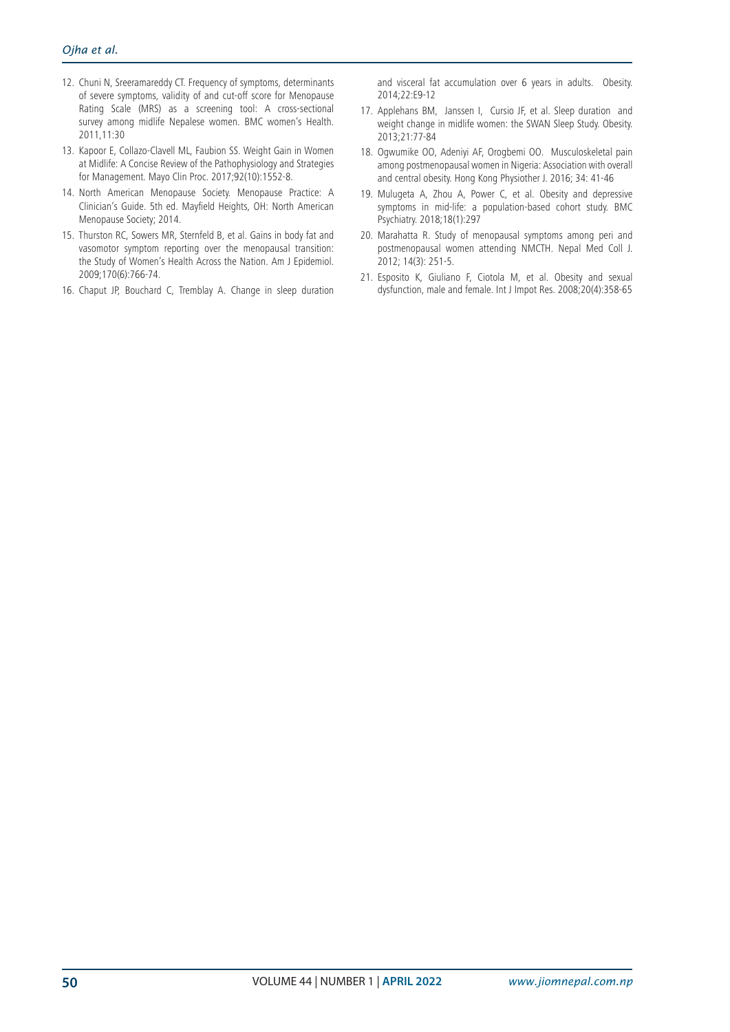12. Chuni N, Sreeramareddy CT. Frequency of symptoms, determinants of severe symptoms, validity of and cut-off score for Menopause Rating Scale (MRS) as a screening tool: A cross-sectional survey among midlife Nepalese women. BMC women's Health. 2011,11:30
13. Kapoor E, Collazo-Clavell ML, Faubion SS. Weight Gain in Women at Midlife: A Concise Review of the Pathophysiology and Strategies for Management. Mayo Clin Proc. 2017;92(10):1552-8.
14. North American Menopause Society. Menopause Practice: A Clinician's Guide. 5th ed. Mayfield Heights, OH: North American Menopause Society; 2014.
15. Thurston RC, Sowers MR, Sternfeld B, et al. Gains in body fat and vasomotor symptom reporting over the menopausal transition: the Study of Women's Health Across the Nation. Am J Epidemiol. 2009;170(6):766-74.
16. Chaput JP, Bouchard C, Tremblay A. Change in sleep duration and visceral fat accumulation over 6 years in adults. Obesity. 2014;22:E9-12
17. Applehans BM, Janssen I, Cursio JF, et al. Sleep duration and weight change in midlife women: the SWAN Sleep Study. Obesity. 2013;21:77-84
18. Ogwumike OO, Adeniyi AF, Orogbemi OO. Musculoskeletal pain among postmenopausal women in Nigeria: Association with overall and central obesity. Hong Kong Physiother J. 2016; 34: 41-46
19. Mulugeta A, Zhou A, Power C, et al. Obesity and depressive symptoms in mid-life: a population-based cohort study. BMC Psychiatry. 2018;18(1):297
20. Marahatta R. Study of menopausal symptoms among peri and postmenopausal women attending NMCTH. Nepal Med Coll J. 2012; 14(3): 251-5.
21. Esposito K, Giuliano F, Ciotola M, et al. Obesity and sexual dysfunction, male and female. Int J Impot Res. 2008;20(4):358-65